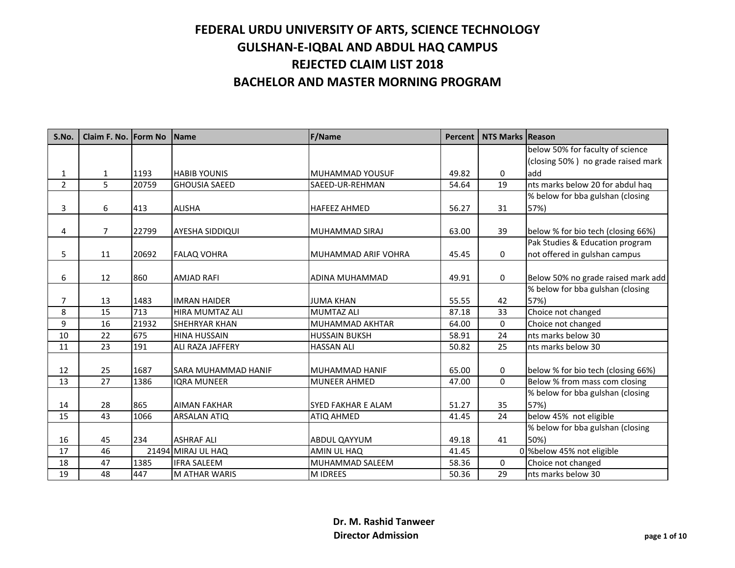# FEDERAL URDU UNIVERSITY OF ARTS, SCIENCE TECHNOLOGY

# GULSHAN-E-IQBAL AND ABDUL HAQ CAMPUS

# REJECTED CLAIM LIST 2018

# BACHELOR AND MASTER MORNING PROGRAM

| S.No. | Claim F. No. | Form No | Name | F/Name | Percent | NTS Marks | Reason |
|---|---|---|---|---|---|---|---|
| 1 | 1 | 1193 | HABIB YOUNIS | MUHAMMAD YOUSUF | 49.82 | 0 | below 50% for faculty of science (closing 50% ) no grade raised mark add |
| 2 | 5 | 20759 | GHOUSIA SAEED | SAEED-UR-REHMAN | 54.64 | 19 | nts marks below 20 for abdul haq |
| 3 | 6 | 413 | ALISHA | HAFEEZ AHMED | 56.27 | 31 | % below for bba gulshan (closing 57%) |
| 4 | 7 | 22799 | AYESHA SIDDIQUI | MUHAMMAD SIRAJ | 63.00 | 39 | below % for bio tech (closing 66%) |
| 5 | 11 | 20692 | FALAQ VOHRA | MUHAMMAD ARIF VOHRA | 45.45 | 0 | Pak Studies & Education program not offered in gulshan campus |
| 6 | 12 | 860 | AMJAD RAFI | ADINA MUHAMMAD | 49.91 | 0 | Below 50% no grade raised mark add |
| 7 | 13 | 1483 | IMRAN HAIDER | JUMA KHAN | 55.55 | 42 | % below for bba gulshan (closing 57%) |
| 8 | 15 | 713 | HIRA MUMTAZ ALI | MUMTAZ ALI | 87.18 | 33 | Choice not changed |
| 9 | 16 | 21932 | SHEHRYAR KHAN | MUHAMMAD AKHTAR | 64.00 | 0 | Choice not changed |
| 10 | 22 | 675 | HINA HUSSAIN | HUSSAIN BUKSH | 58.91 | 24 | nts marks below 30 |
| 11 | 23 | 191 | ALI RAZA JAFFERY | HASSAN ALI | 50.82 | 25 | nts marks below 30 |
| 12 | 25 | 1687 | SARA MUHAMMAD HANIF | MUHAMMAD HANIF | 65.00 | 0 | below % for bio tech (closing 66%) |
| 13 | 27 | 1386 | IQRA MUNEER | MUNEER AHMED | 47.00 | 0 | Below % from mass com closing |
| 14 | 28 | 865 | AIMAN FAKHAR | SYED FAKHAR E ALAM | 51.27 | 35 | % below for bba gulshan (closing 57%) |
| 15 | 43 | 1066 | ARSALAN ATIQ | ATIQ AHMED | 41.45 | 24 | below 45% not eligible |
| 16 | 45 | 234 | ASHRAF ALI | ABDUL QAYYUM | 49.18 | 41 | % below for bba gulshan (closing 50%) |
| 17 | 46 | 21494 | MIRAJ UL HAQ | AMIN UL HAQ | 41.45 | 0 | %below 45% not eligible |
| 18 | 47 | 1385 | IFRA SALEEM | MUHAMMAD SALEEM | 58.36 | 0 | Choice not changed |
| 19 | 48 | 447 | M ATHAR WARIS | M IDREES | 50.36 | 29 | nts marks below 30 |

**Dr. M. Rashid Tanweer**
**Director Admission**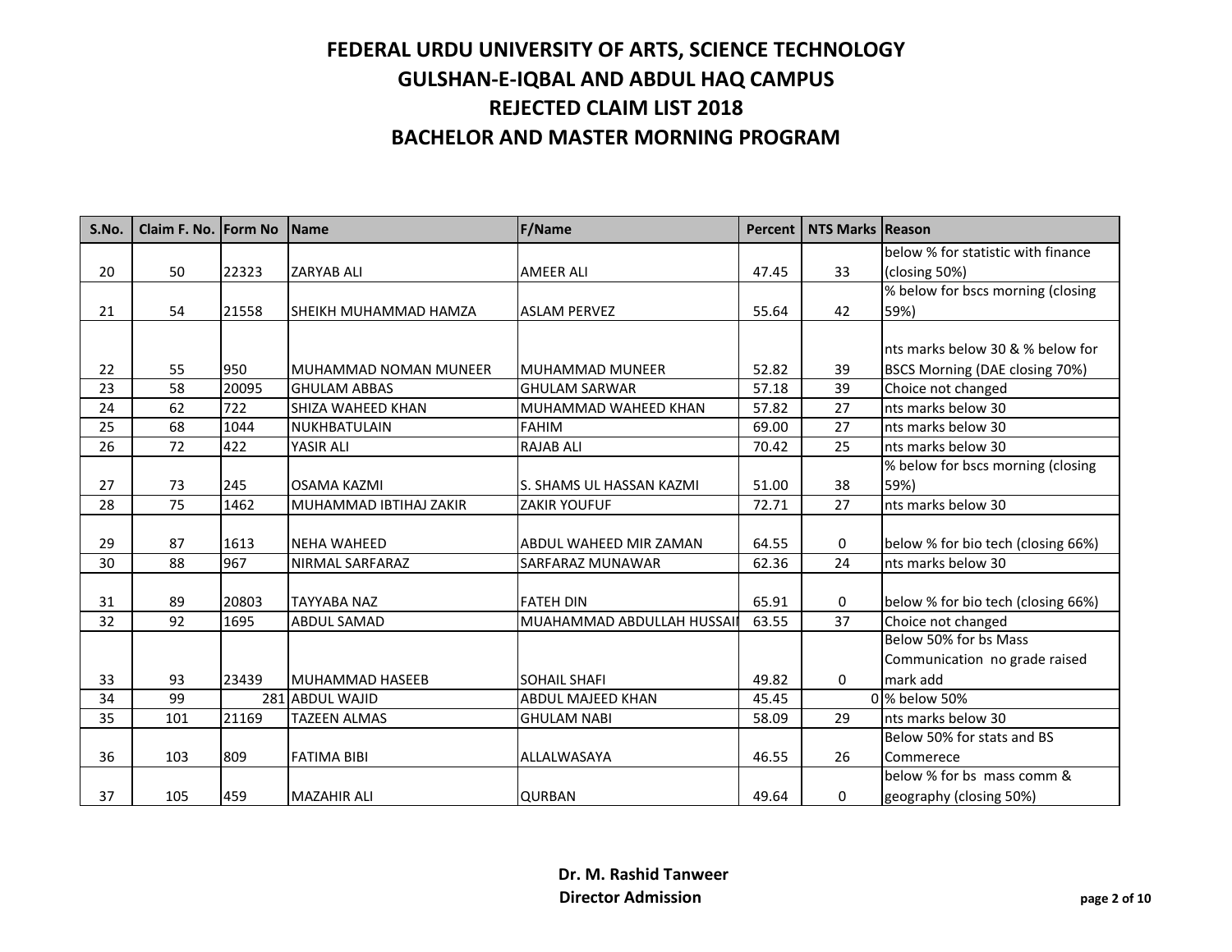# FEDERAL URDU UNIVERSITY OF ARTS, SCIENCE TECHNOLOGY
## GULSHAN-E-IQBAL AND ABDUL HAQ CAMPUS
## REJECTED CLAIM LIST 2018
## BACHELOR AND MASTER MORNING PROGRAM

| S.No. | Claim F. No. | Form No | Name | F/Name | Percent | NTS Marks | Reason |
|---|---|---|---|---|---|---|---|
| 20 | 50 | 22323 | ZARYAB ALI | AMEER ALI | 47.45 | 33 | below % for statistic with finance (closing 50%) |
| 21 | 54 | 21558 | SHEIKH MUHAMMAD HAMZA | ASLAM PERVEZ | 55.64 | 42 | % below for bscs morning (closing 59%) |
| 22 | 55 | 950 | MUHAMMAD NOMAN MUNEER | MUHAMMAD MUNEER | 52.82 | 39 | nts marks below 30 & % below for BSCS Morning (DAE closing 70%) |
| 23 | 58 | 20095 | GHULAM ABBAS | GHULAM SARWAR | 57.18 | 39 | Choice not changed |
| 24 | 62 | 722 | SHIZA WAHEED KHAN | MUHAMMAD WAHEED KHAN | 57.82 | 27 | nts marks below 30 |
| 25 | 68 | 1044 | NUKHBATULAIN | FAHIM | 69.00 | 27 | nts marks below 30 |
| 26 | 72 | 422 | YASIR ALI | RAJAB ALI | 70.42 | 25 | nts marks below 30 |
| 27 | 73 | 245 | OSAMA KAZMI | S. SHAMS UL HASSAN KAZMI | 51.00 | 38 | % below for bscs morning (closing 59%) |
| 28 | 75 | 1462 | MUHAMMAD IBTIHAJ ZAKIR | ZAKIR YOUFUF | 72.71 | 27 | nts marks below 30 |
| 29 | 87 | 1613 | NEHA WAHEED | ABDUL WAHEED MIR ZAMAN | 64.55 | 0 | below % for bio tech (closing 66%) |
| 30 | 88 | 967 | NIRMAL SARFARAZ | SARFARAZ MUNAWAR | 62.36 | 24 | nts marks below 30 |
| 31 | 89 | 20803 | TAYYABA NAZ | FATEH DIN | 65.91 | 0 | below % for bio tech (closing 66%) |
| 32 | 92 | 1695 | ABDUL SAMAD | MUAHAMMAD ABDULLAH HUSSAI | 63.55 | 37 | Choice not changed |
| 33 | 93 | 23439 | MUHAMMAD HASEEB | SOHAIL SHAFI | 49.82 | 0 | Below 50% for bs Mass Communication no grade raised mark add |
| 34 | 99 | 281 | ABDUL WAJID | ABDUL MAJEED KHAN | 45.45 | 0 | % below 50% |
| 35 | 101 | 21169 | TAZEEN ALMAS | GHULAM NABI | 58.09 | 29 | nts marks below 30 |
| 36 | 103 | 809 | FATIMA BIBI | ALLALWASAYA | 46.55 | 26 | Below 50% for stats and BS Commerece |
| 37 | 105 | 459 | MAZAHIR ALI | QURBAN | 49.64 | 0 | below % for bs mass comm & geography (closing 50%) |

**Dr. M. Rashid Tanweer**
**Director Admission**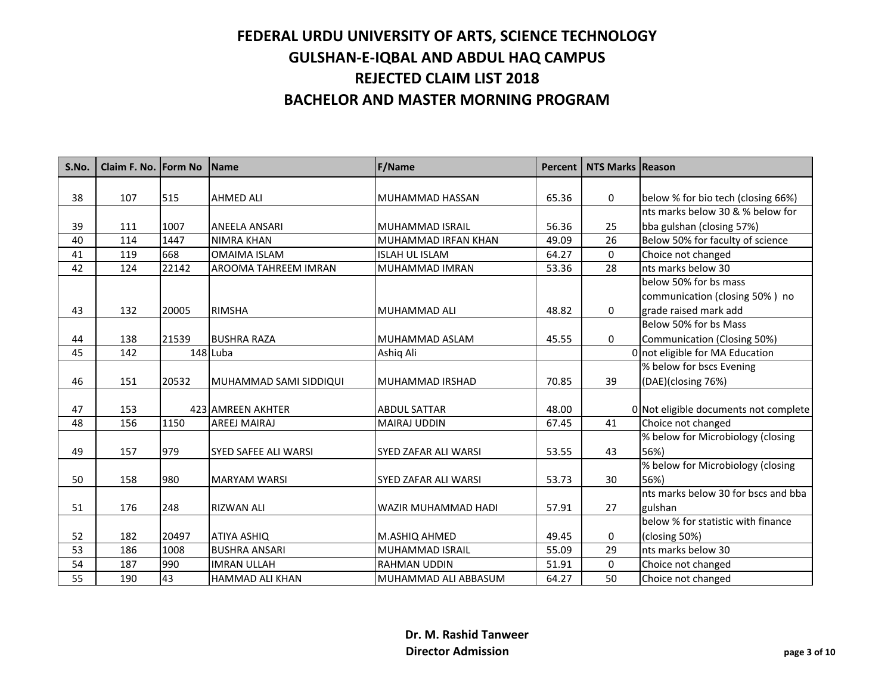# FEDERAL URDU UNIVERSITY OF ARTS, SCIENCE TECHNOLOGY
# GULSHAN-E-IQBAL AND ABDUL HAQ CAMPUS
# REJECTED CLAIM LIST 2018
# BACHELOR AND MASTER MORNING PROGRAM

| S.No. | Claim F. No. | Form No | Name | F/Name | Percent | NTS Marks | Reason |
|---|---|---|---|---|---|---|---|
| 38 | 107 | 515 | AHMED ALI | MUHAMMAD HASSAN | 65.36 | 0 | below % for bio tech (closing 66%) |
| 39 | 111 | 1007 | ANEELA ANSARI | MUHAMMAD ISRAIL | 56.36 | 25 | nts marks below 30 & % below for bba gulshan (closing 57%) |
| 40 | 114 | 1447 | NIMRA KHAN | MUHAMMAD IRFAN KHAN | 49.09 | 26 | Below 50% for faculty of science |
| 41 | 119 | 668 | OMAIMA ISLAM | ISLAH UL ISLAM | 64.27 | 0 | Choice not changed |
| 42 | 124 | 22142 | AROOMA TAHREEM IMRAN | MUHAMMAD IMRAN | 53.36 | 28 | nts marks below 30 |
| 43 | 132 | 20005 | RIMSHA | MUHAMMAD ALI | 48.82 | 0 | below 50% for bs mass communication (closing 50% ) no grade raised mark add |
| 44 | 138 | 21539 | BUSHRA RAZA | MUHAMMAD ASLAM | 45.55 | 0 | Below 50% for bs Mass Communication (Closing 50%) |
| 45 | 142 | 148 | Luba | Ashiq Ali | | 0 | not eligible for MA Education |
| 46 | 151 | 20532 | MUHAMMAD SAMI SIDDIQUI | MUHAMMAD IRSHAD | 70.85 | 39 | % below for bscs Evening (DAE)(closing 76%) |
| 47 | 153 | 423 | AMREEN AKHTER | ABDUL SATTAR | 48.00 | 0 | Not eligible documents not complete |
| 48 | 156 | 1150 | AREEJ MAIRAJ | MAIRAJ UDDIN | 67.45 | 41 | Choice not changed |
| 49 | 157 | 979 | SYED SAFEE ALI WARSI | SYED ZAFAR ALI WARSI | 53.55 | 43 | % below for Microbiology (closing 56%) |
| 50 | 158 | 980 | MARYAM WARSI | SYED ZAFAR ALI WARSI | 53.73 | 30 | % below for Microbiology (closing 56%) |
| 51 | 176 | 248 | RIZWAN ALI | WAZIR MUHAMMAD HADI | 57.91 | 27 | nts marks below 30 for bscs and bba gulshan |
| 52 | 182 | 20497 | ATIYA ASHIQ | M.ASHIQ AHMED | 49.45 | 0 | below % for statistic with finance (closing 50%) |
| 53 | 186 | 1008 | BUSHRA ANSARI | MUHAMMAD ISRAIL | 55.09 | 29 | nts marks below 30 |
| 54 | 187 | 990 | IMRAN ULLAH | RAHMAN UDDIN | 51.91 | 0 | Choice not changed |
| 55 | 190 | 43 | HAMMAD ALI KHAN | MUHAMMAD ALI ABBASUM | 64.27 | 50 | Choice not changed |

**Dr. M. Rashid Tanweer**
**Director Admission**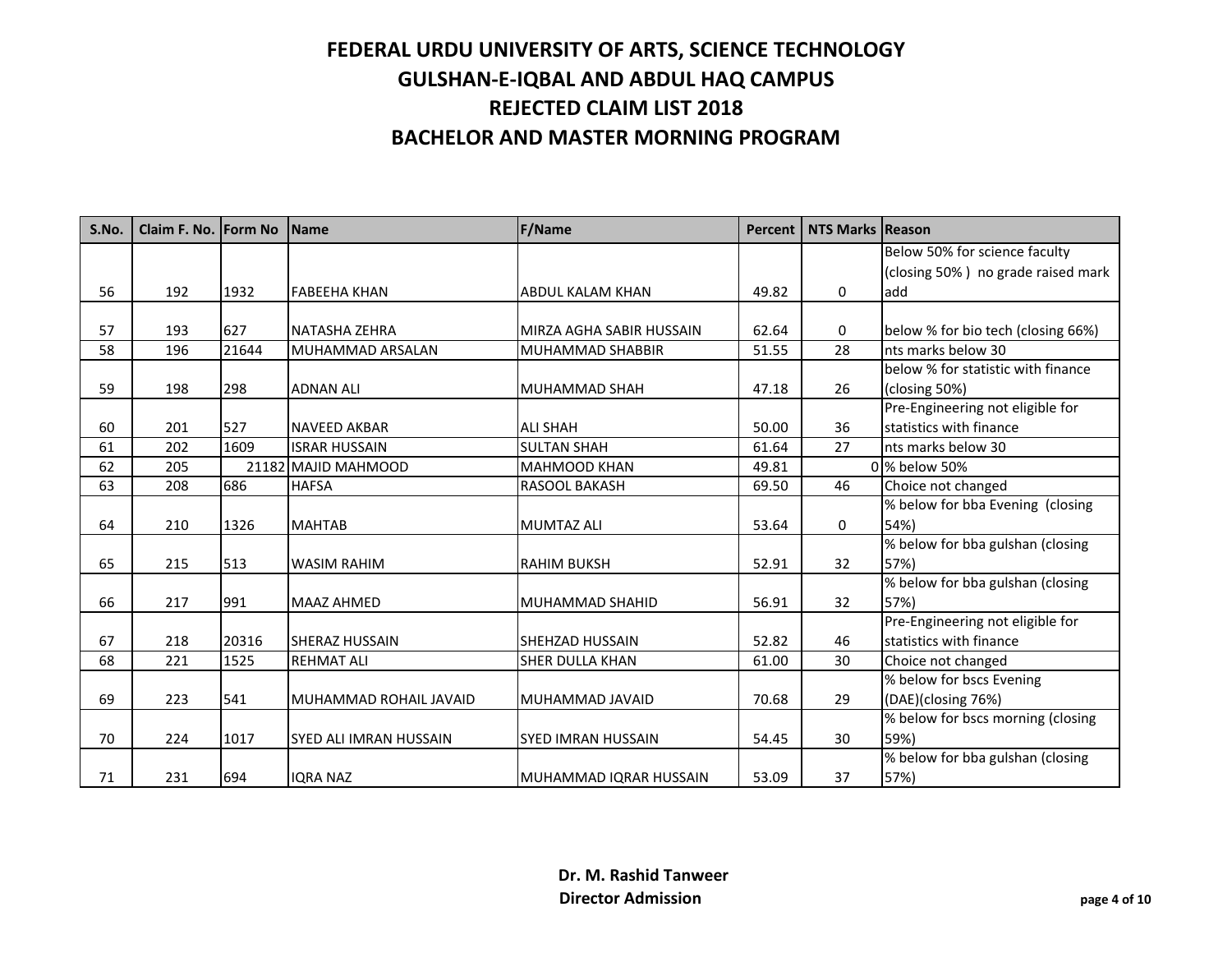# FEDERAL URDU UNIVERSITY OF ARTS, SCIENCE TECHNOLOGY
# GULSHAN-E-IQBAL AND ABDUL HAQ CAMPUS
# REJECTED CLAIM LIST 2018
# BACHELOR AND MASTER MORNING PROGRAM

| S.No. | Claim F. No. | Form No | Name | F/Name | Percent | NTS Marks | Reason |
|---|---|---|---|---|---|---|---|
| 56 | 192 | 1932 | FABEEHA KHAN | ABDUL KALAM KHAN | 49.82 | 0 | Below 50% for science faculty (closing 50% ) no grade raised mark add |
| 57 | 193 | 627 | NATASHA ZEHRA | MIRZA AGHA SABIR HUSSAIN | 62.64 | 0 | below % for bio tech (closing 66%) |
| 58 | 196 | 21644 | MUHAMMAD ARSALAN | MUHAMMAD SHABBIR | 51.55 | 28 | nts marks below 30 |
| 59 | 198 | 298 | ADNAN ALI | MUHAMMAD SHAH | 47.18 | 26 | below % for statistic with finance (closing 50%) |
| 60 | 201 | 527 | NAVEED AKBAR | ALI SHAH | 50.00 | 36 | Pre-Engineering not eligible for statistics with finance |
| 61 | 202 | 1609 | ISRAR HUSSAIN | SULTAN SHAH | 61.64 | 27 | nts marks below 30 |
| 62 | 205 | 21182 | MAJID MAHMOOD | MAHMOOD KHAN | 49.81 | 0 | % below 50% |
| 63 | 208 | 686 | HAFSA | RASOOL BAKASH | 69.50 | 46 | Choice not changed |
| 64 | 210 | 1326 | MAHTAB | MUMTAZ ALI | 53.64 | 0 | % below for bba Evening (closing 54%) |
| 65 | 215 | 513 | WASIM RAHIM | RAHIM BUKSH | 52.91 | 32 | % below for bba gulshan (closing 57%) |
| 66 | 217 | 991 | MAAZ AHMED | MUHAMMAD SHAHID | 56.91 | 32 | % below for bba gulshan (closing 57%) |
| 67 | 218 | 20316 | SHERAZ HUSSAIN | SHEHZAD HUSSAIN | 52.82 | 46 | Pre-Engineering not eligible for statistics with finance |
| 68 | 221 | 1525 | REHMAT ALI | SHER DULLA KHAN | 61.00 | 30 | Choice not changed |
| 69 | 223 | 541 | MUHAMMAD ROHAIL JAVAID | MUHAMMAD JAVAID | 70.68 | 29 | % below for bscs Evening (DAE)(closing 76%) |
| 70 | 224 | 1017 | SYED ALI IMRAN HUSSAIN | SYED IMRAN HUSSAIN | 54.45 | 30 | % below for bscs morning (closing 59%) |
| 71 | 231 | 694 | IQRA NAZ | MUHAMMAD IQRAR HUSSAIN | 53.09 | 37 | % below for bba gulshan (closing 57%) |

**Dr. M. Rashid Tanweer**
**Director Admission**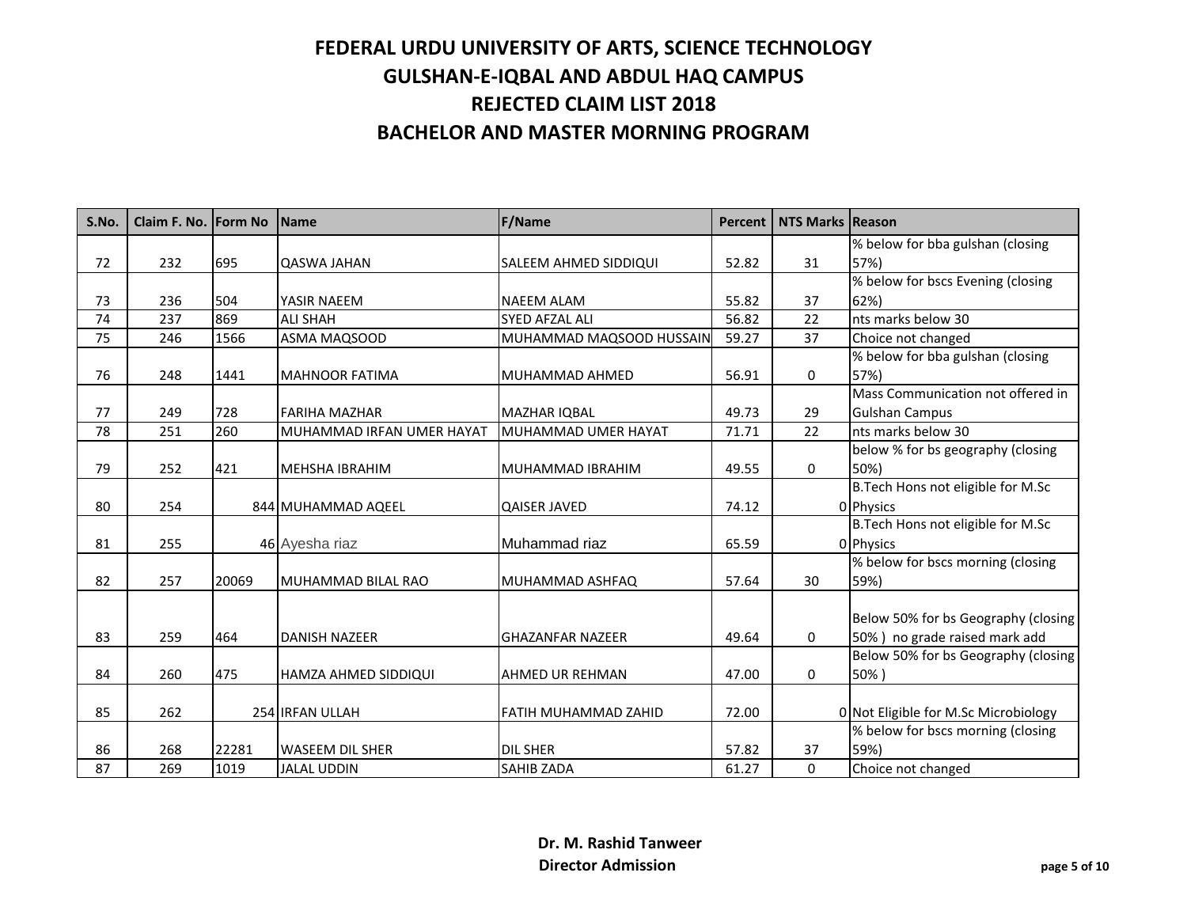# FEDERAL URDU UNIVERSITY OF ARTS, SCIENCE TECHNOLOGY
# GULSHAN-E-IQBAL AND ABDUL HAQ CAMPUS
# REJECTED CLAIM LIST 2018
# BACHELOR AND MASTER MORNING PROGRAM

| S.No. | Claim F. No. | Form No | Name | F/Name | Percent | NTS Marks | Reason |
|---|---|---|---|---|---|---|---|
| 72 | 232 | 695 | QASWA JAHAN | SALEEM AHMED SIDDIQUI | 52.82 | 31 | % below for bba gulshan (closing 57%) |
| 73 | 236 | 504 | YASIR NAEEM | NAEEM ALAM | 55.82 | 37 | % below for bscs Evening (closing 62%) |
| 74 | 237 | 869 | ALI SHAH | SYED AFZAL ALI | 56.82 | 22 | nts marks below 30 |
| 75 | 246 | 1566 | ASMA MAQSOOD | MUHAMMAD MAQSOOD HUSSAIN | 59.27 | 37 | Choice not changed |
| 76 | 248 | 1441 | MAHNOOR FATIMA | MUHAMMAD AHMED | 56.91 | 0 | % below for bba gulshan (closing 57%) |
| 77 | 249 | 728 | FARIHA MAZHAR | MAZHAR IQBAL | 49.73 | 29 | Mass Communication not offered in Gulshan Campus |
| 78 | 251 | 260 | MUHAMMAD IRFAN UMER HAYAT | MUHAMMAD UMER HAYAT | 71.71 | 22 | nts marks below 30 |
| 79 | 252 | 421 | MEHSHA IBRAHIM | MUHAMMAD IBRAHIM | 49.55 | 0 | below % for bs geography (closing 50%) |
| 80 | 254 | 844 | MUHAMMAD AQEEL | QAISER JAVED | 74.12 | 0 | B.Tech Hons not eligible for M.Sc Physics |
| 81 | 255 | 46 | Ayesha riaz | Muhammad riaz | 65.59 | 0 | B.Tech Hons not eligible for M.Sc Physics |
| 82 | 257 | 20069 | MUHAMMAD BILAL RAO | MUHAMMAD ASHFAQ | 57.64 | 30 | % below for bscs morning (closing 59%) |
| 83 | 259 | 464 | DANISH NAZEER | GHAZANFAR NAZEER | 49.64 | 0 | Below 50% for bs Geography (closing 50% ) no grade raised mark add |
| 84 | 260 | 475 | HAMZA AHMED SIDDIQUI | AHMED UR REHMAN | 47.00 | 0 | Below 50% for bs Geography (closing 50% ) |
| 85 | 262 | 254 | IRFAN ULLAH | FATIH MUHAMMAD ZAHID | 72.00 | 0 | Not Eligible for M.Sc Microbiology |
| 86 | 268 | 22281 | WASEEM DIL SHER | DIL SHER | 57.82 | 37 | % below for bscs morning (closing 59%) |
| 87 | 269 | 1019 | JALAL UDDIN | SAHIB ZADA | 61.27 | 0 | Choice not changed |

**Dr. M. Rashid Tanweer**
**Director Admission**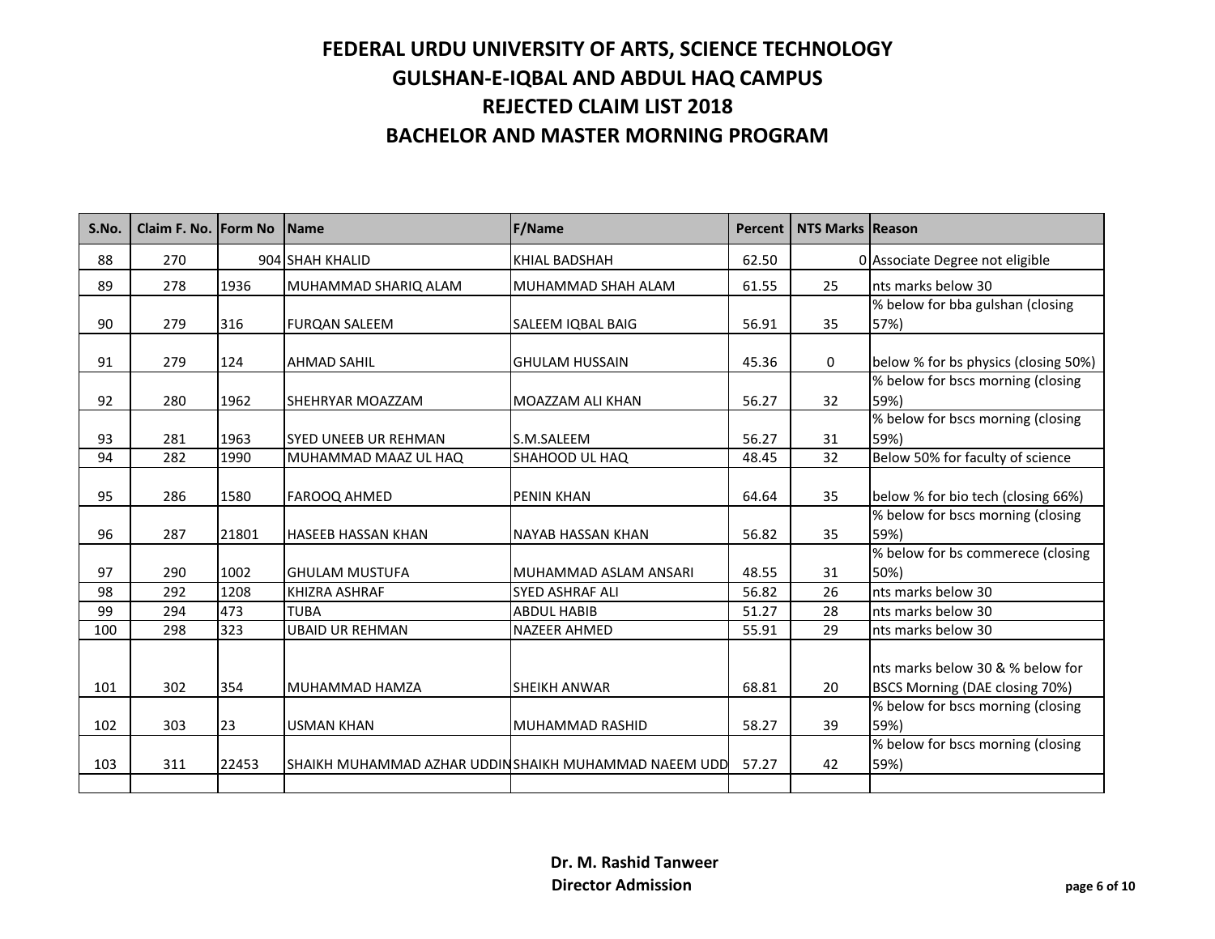# FEDERAL URDU UNIVERSITY OF ARTS, SCIENCE TECHNOLOGY
# GULSHAN-E-IQBAL AND ABDUL HAQ CAMPUS
# REJECTED CLAIM LIST 2018
# BACHELOR AND MASTER MORNING PROGRAM

| S.No. | Claim F. No. | Form No | Name | F/Name | Percent | NTS Marks | Reason |
|---|---|---|---|---|---|---|---|
| 88 | 270 | 904 | SHAH KHALID | KHIAL BADSHAH | 62.50 | 0 | Associate Degree not eligible |
| 89 | 278 | 1936 | MUHAMMAD SHARIQ ALAM | MUHAMMAD SHAH ALAM | 61.55 | 25 | nts marks below 30 |
| 90 | 279 | 316 | FURQAN SALEEM | SALEEM IQBAL BAIG | 56.91 | 35 | % below for bba gulshan (closing 57%) |
| 91 | 279 | 124 | AHMAD SAHIL | GHULAM HUSSAIN | 45.36 | 0 | below % for bs physics (closing 50%) |
| 92 | 280 | 1962 | SHEHRYAR MOAZZAM | MOAZZAM ALI KHAN | 56.27 | 32 | % below for bscs morning (closing 59%) |
| 93 | 281 | 1963 | SYED UNEEB UR REHMAN | S.M.SALEEM | 56.27 | 31 | % below for bscs morning (closing 59%) |
| 94 | 282 | 1990 | MUHAMMAD MAAZ UL HAQ | SHAHOOD UL HAQ | 48.45 | 32 | Below 50% for faculty of science |
| 95 | 286 | 1580 | FAROOQ AHMED | PENIN KHAN | 64.64 | 35 | below % for bio tech (closing 66%) |
| 96 | 287 | 21801 | HASEEB HASSAN KHAN | NAYAB HASSAN KHAN | 56.82 | 35 | % below for bscs morning (closing 59%) |
| 97 | 290 | 1002 | GHULAM MUSTUFA | MUHAMMAD ASLAM ANSARI | 48.55 | 31 | % below for bs commerece (closing 50%) |
| 98 | 292 | 1208 | KHIZRA ASHRAF | SYED ASHRAF ALI | 56.82 | 26 | nts marks below 30 |
| 99 | 294 | 473 | TUBA | ABDUL HABIB | 51.27 | 28 | nts marks below 30 |
| 100 | 298 | 323 | UBAID UR REHMAN | NAZEER AHMED | 55.91 | 29 | nts marks below 30 |
| 101 | 302 | 354 | MUHAMMAD HAMZA | SHEIKH ANWAR | 68.81 | 20 | nts marks below 30 & % below for BSCS Morning (DAE closing 70%) |
| 102 | 303 | 23 | USMAN KHAN | MUHAMMAD RASHID | 58.27 | 39 | % below for bscs morning (closing 59%) |
| 103 | 311 | 22453 | SHAIKH MUHAMMAD AZHAR UDDIN | SHAIKH MUHAMMAD NAEEM UDD | 57.27 | 42 | % below for bscs morning (closing 59%) |
| | | | | | | | |

**Dr. M. Rashid Tanweer**
**Director Admission**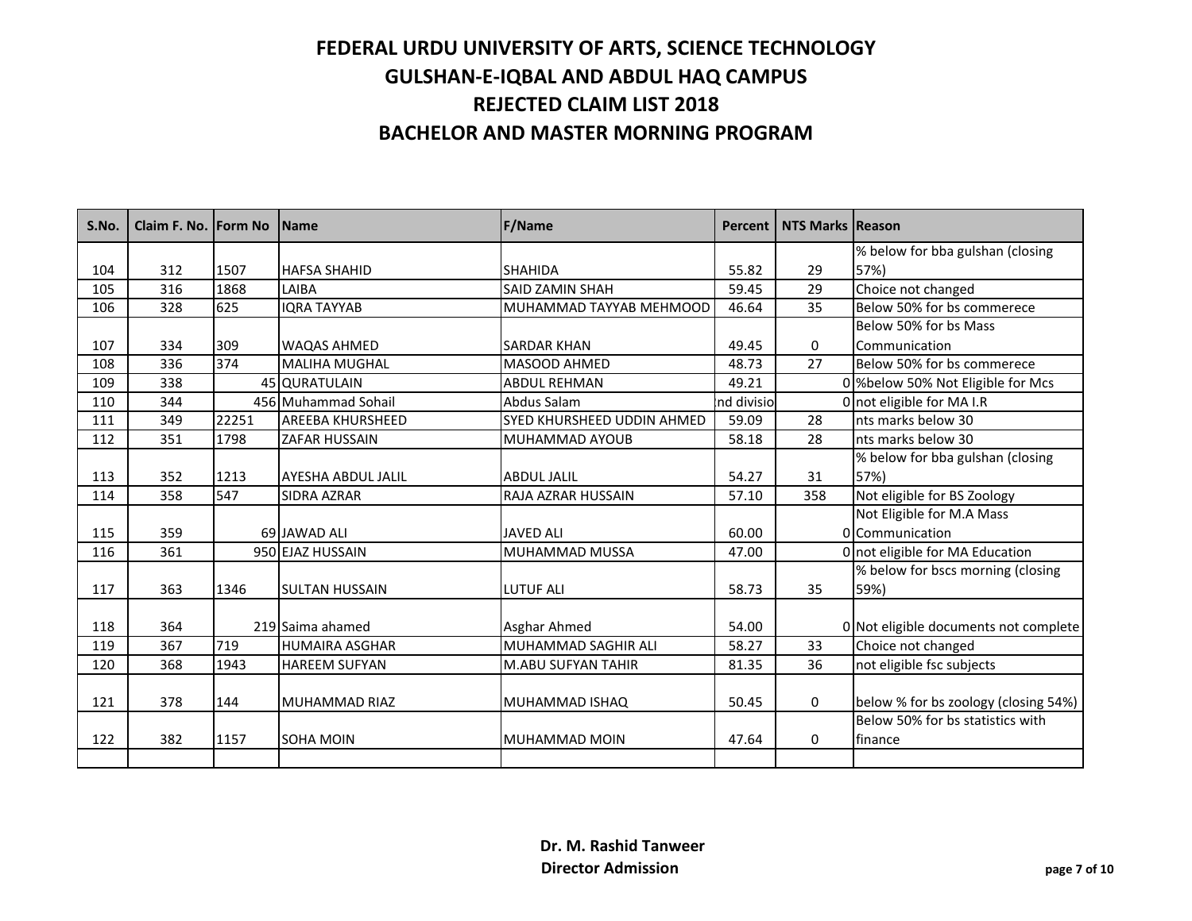# FEDERAL URDU UNIVERSITY OF ARTS, SCIENCE TECHNOLOGY
# GULSHAN-E-IQBAL AND ABDUL HAQ CAMPUS
# REJECTED CLAIM LIST 2018
# BACHELOR AND MASTER MORNING PROGRAM

| S.No. | Claim F. No. | Form No | Name | F/Name | Percent | NTS Marks | Reason |
|---|---|---|---|---|---|---|---|
| 104 | 312 | 1507 | HAFSA SHAHID | SHAHIDA | 55.82 | 29 | % below for bba gulshan (closing 57%) |
| 105 | 316 | 1868 | LAIBA | SAID ZAMIN SHAH | 59.45 | 29 | Choice not changed |
| 106 | 328 | 625 | IQRA TAYYAB | MUHAMMAD TAYYAB MEHMOOD | 46.64 | 35 | Below 50% for bs commerece |
| 107 | 334 | 309 | WAQAS AHMED | SARDAR KHAN | 49.45 | 0 | Below 50% for bs Mass Communication |
| 108 | 336 | 374 | MALIHA MUGHAL | MASOOD AHMED | 48.73 | 27 | Below 50% for bs commerece |
| 109 | 338 | 45 | QURATULAIN | ABDUL REHMAN | 49.21 | 0 | %below 50% Not Eligible for Mcs |
| 110 | 344 | 456 | Muhammad Sohail | Abdus Salam | nd divisio | 0 | not eligible for MA I.R |
| 111 | 349 | 22251 | AREEBA KHURSHEED | SYED KHURSHEED UDDIN AHMED | 59.09 | 28 | nts marks below 30 |
| 112 | 351 | 1798 | ZAFAR HUSSAIN | MUHAMMAD AYOUB | 58.18 | 28 | nts marks below 30 |
| 113 | 352 | 1213 | AYESHA ABDUL JALIL | ABDUL JALIL | 54.27 | 31 | % below for bba gulshan (closing 57%) |
| 114 | 358 | 547 | SIDRA AZRAR | RAJA AZRAR HUSSAIN | 57.10 | 358 | Not eligible for BS Zoology |
| 115 | 359 | 69 | JAWAD ALI | JAVED ALI | 60.00 | 0 | Not Eligible for M.A Mass Communication |
| 116 | 361 | 950 | EJAZ HUSSAIN | MUHAMMAD MUSSA | 47.00 | 0 | not eligible for MA Education |
| 117 | 363 | 1346 | SULTAN HUSSAIN | LUTUF ALI | 58.73 | 35 | % below for bscs morning (closing 59%) |
| 118 | 364 | 219 | Saima ahamed | Asghar Ahmed | 54.00 | 0 | Not eligible documents not complete |
| 119 | 367 | 719 | HUMAIRA ASGHAR | MUHAMMAD SAGHIR ALI | 58.27 | 33 | Choice not changed |
| 120 | 368 | 1943 | HAREEM SUFYAN | M.ABU SUFYAN TAHIR | 81.35 | 36 | not eligible fsc subjects |
| 121 | 378 | 144 | MUHAMMAD RIAZ | MUHAMMAD ISHAQ | 50.45 | 0 | below % for bs zoology (closing 54%) |
| 122 | 382 | 1157 | SOHA MOIN | MUHAMMAD MOIN | 47.64 | 0 | Below 50% for bs statistics with finance |
| | | | | | | | |

**Dr. M. Rashid Tanweer**
**Director Admission**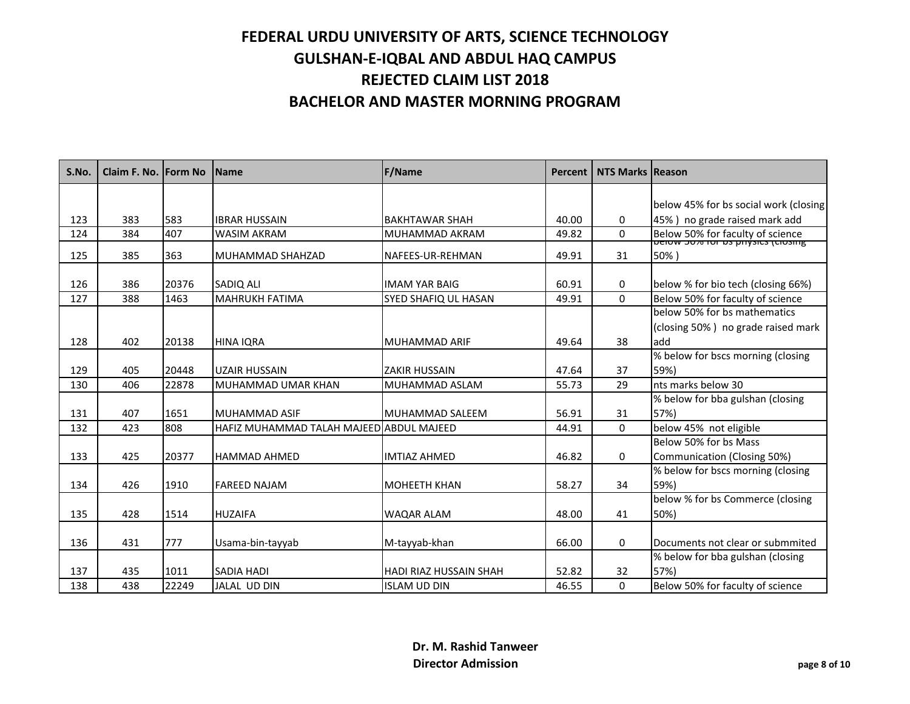# FEDERAL URDU UNIVERSITY OF ARTS, SCIENCE TECHNOLOGY
## GULSHAN-E-IQBAL AND ABDUL HAQ CAMPUS
## REJECTED CLAIM LIST 2018
## BACHELOR AND MASTER MORNING PROGRAM

| S.No. | Claim F. No. | Form No | Name | F/Name | Percent | NTS Marks | Reason |
|---|---|---|---|---|---|---|---|
| 123 | 383 | 583 | IBRAR HUSSAIN | BAKHTAWAR SHAH | 40.00 | 0 | below 45% for bs social work (closing 45% ) no grade raised mark add |
| 124 | 384 | 407 | WASIM AKRAM | MUHAMMAD AKRAM | 49.82 | 0 | Below 50% for faculty of science |
| 125 | 385 | 363 | MUHAMMAD SHAHZAD | NAFEES-UR-REHMAN | 49.91 | 31 | below 50% for bs physics (closing 50% ) |
| 126 | 386 | 20376 | SADIQ ALI | IMAM YAR BAIG | 60.91 | 0 | below % for bio tech (closing 66%) |
| 127 | 388 | 1463 | MAHRUKH FATIMA | SYED SHAFIQ UL HASAN | 49.91 | 0 | Below 50% for faculty of science |
| 128 | 402 | 20138 | HINA IQRA | MUHAMMAD ARIF | 49.64 | 38 | below 50% for bs mathematics (closing 50% ) no grade raised mark add |
| 129 | 405 | 20448 | UZAIR HUSSAIN | ZAKIR HUSSAIN | 47.64 | 37 | % below for bscs morning (closing 59%) |
| 130 | 406 | 22878 | MUHAMMAD UMAR KHAN | MUHAMMAD ASLAM | 55.73 | 29 | nts marks below 30 |
| 131 | 407 | 1651 | MUHAMMAD ASIF | MUHAMMAD SALEEM | 56.91 | 31 | % below for bba gulshan (closing 57%) |
| 132 | 423 | 808 | HAFIZ MUHAMMAD TALAH MAJEED | ABDUL MAJEED | 44.91 | 0 | below 45% not eligible |
| 133 | 425 | 20377 | HAMMAD AHMED | IMTIAZ AHMED | 46.82 | 0 | Below 50% for bs Mass Communication (Closing 50%) |
| 134 | 426 | 1910 | FAREED NAJAM | MOHEETH KHAN | 58.27 | 34 | % below for bscs morning (closing 59%) |
| 135 | 428 | 1514 | HUZAIFA | WAQAR ALAM | 48.00 | 41 | below % for bs Commerce (closing 50%) |
| 136 | 431 | 777 | Usama-bin-tayyab | M-tayyab-khan | 66.00 | 0 | Documents not clear or submmited |
| 137 | 435 | 1011 | SADIA HADI | HADI RIAZ HUSSAIN SHAH | 52.82 | 32 | % below for bba gulshan (closing 57%) |
| 138 | 438 | 22249 | JALAL UD DIN | ISLAM UD DIN | 46.55 | 0 | Below 50% for faculty of science |

**Dr. M. Rashid Tanweer**
**Director Admission**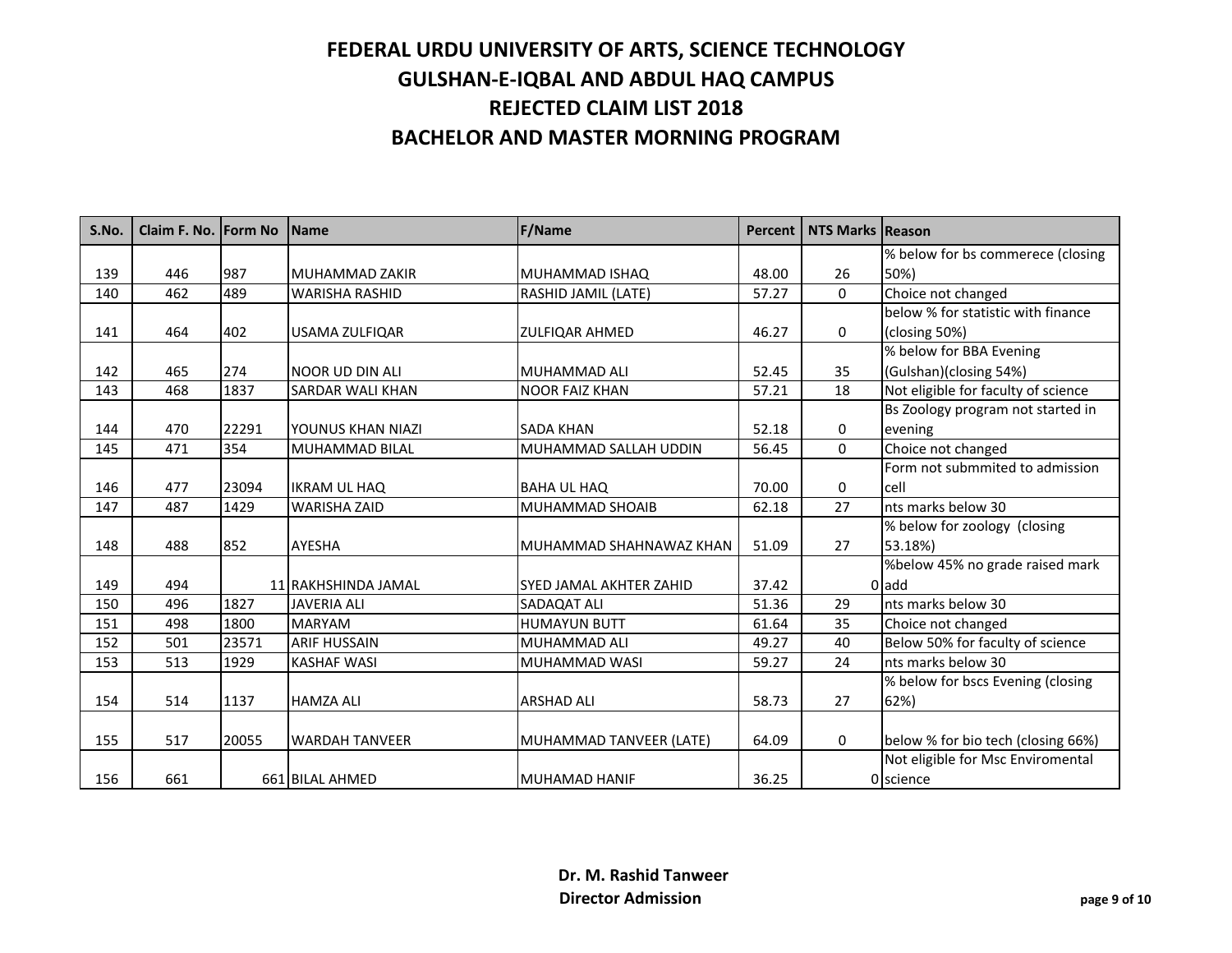# FEDERAL URDU UNIVERSITY OF ARTS, SCIENCE TECHNOLOGY
# GULSHAN-E-IQBAL AND ABDUL HAQ CAMPUS
# REJECTED CLAIM LIST 2018
# BACHELOR AND MASTER MORNING PROGRAM

| S.No. | Claim F. No. | Form No | Name | F/Name | Percent | NTS Marks | Reason |
|---|---|---|---|---|---|---|---|
| 139 | 446 | 987 | MUHAMMAD ZAKIR | MUHAMMAD ISHAQ | 48.00 | 26 | % below for bs commerece (closing 50%) |
| 140 | 462 | 489 | WARISHA RASHID | RASHID JAMIL (LATE) | 57.27 | 0 | Choice not changed |
| 141 | 464 | 402 | USAMA ZULFIQAR | ZULFIQAR AHMED | 46.27 | 0 | below % for statistic with finance (closing 50%) |
| 142 | 465 | 274 | NOOR UD DIN ALI | MUHAMMAD ALI | 52.45 | 35 | % below for BBA Evening (Gulshan)(closing 54%) |
| 143 | 468 | 1837 | SARDAR WALI KHAN | NOOR FAIZ KHAN | 57.21 | 18 | Not eligible for faculty of science |
| 144 | 470 | 22291 | YOUNUS KHAN NIAZI | SADA KHAN | 52.18 | 0 | Bs Zoology program not started in evening |
| 145 | 471 | 354 | MUHAMMAD BILAL | MUHAMMAD SALLAH UDDIN | 56.45 | 0 | Choice not changed |
| 146 | 477 | 23094 | IKRAM UL HAQ | BAHA UL HAQ | 70.00 | 0 | Form not submmited to admission cell |
| 147 | 487 | 1429 | WARISHA ZAID | MUHAMMAD SHOAIB | 62.18 | 27 | nts marks below 30 |
| 148 | 488 | 852 | AYESHA | MUHAMMAD SHAHNAWAZ KHAN | 51.09 | 27 | % below for zoology (closing 53.18%) |
| 149 | 494 | 11 | RAKHSHINDA JAMAL | SYED JAMAL AKHTER ZAHID | 37.42 | 0 | %below 45% no grade raised mark add |
| 150 | 496 | 1827 | JAVERIA ALI | SADAQAT ALI | 51.36 | 29 | nts marks below 30 |
| 151 | 498 | 1800 | MARYAM | HUMAYUN BUTT | 61.64 | 35 | Choice not changed |
| 152 | 501 | 23571 | ARIF HUSSAIN | MUHAMMAD ALI | 49.27 | 40 | Below 50% for faculty of science |
| 153 | 513 | 1929 | KASHAF WASI | MUHAMMAD WASI | 59.27 | 24 | nts marks below 30 |
| 154 | 514 | 1137 | HAMZA ALI | ARSHAD ALI | 58.73 | 27 | % below for bscs Evening (closing 62%) |
| 155 | 517 | 20055 | WARDAH TANVEER | MUHAMMAD TANVEER (LATE) | 64.09 | 0 | below % for bio tech (closing 66%) |
| 156 | 661 | 661 | BILAL AHMED | MUHAMAD HANIF | 36.25 | 0 | Not eligible for Msc Enviromental science |

**Dr. M. Rashid Tanweer**
**Director Admission**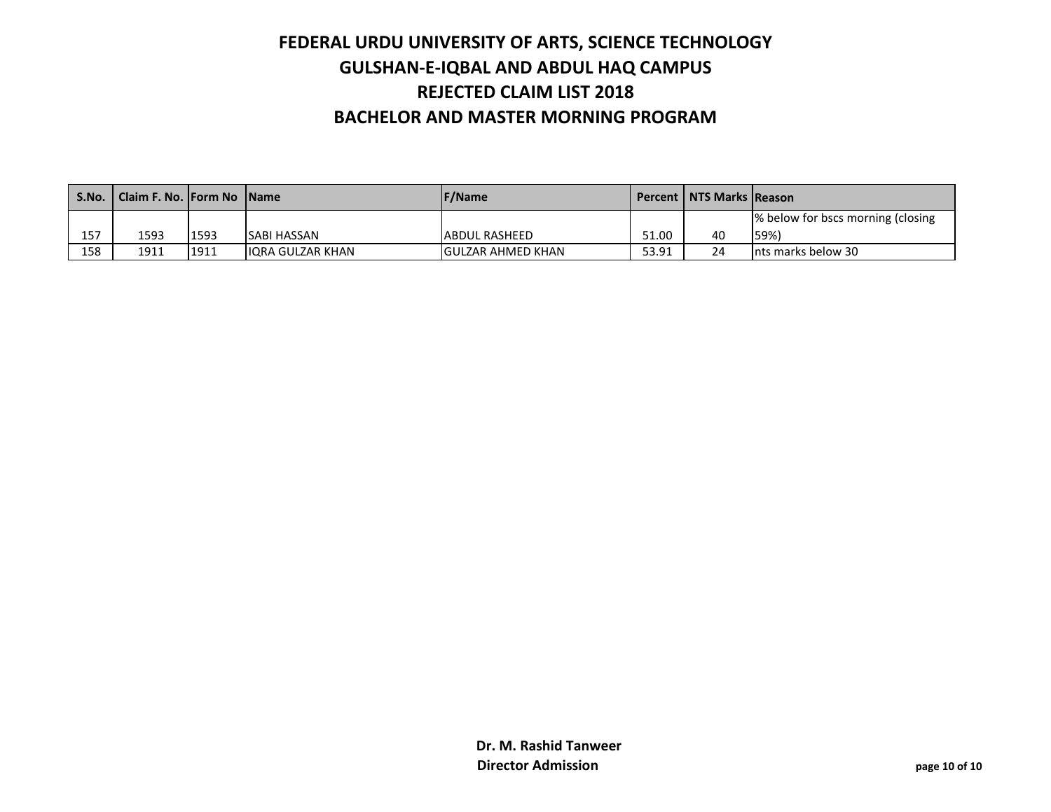# FEDERAL URDU UNIVERSITY OF ARTS, SCIENCE TECHNOLOGY
# GULSHAN-E-IQBAL AND ABDUL HAQ CAMPUS
# REJECTED CLAIM LIST 2018
# BACHELOR AND MASTER MORNING PROGRAM

| S.No. | Claim F. No. | Form No | Name | F/Name | Percent | NTS Marks | Reason |
|---|---|---|---|---|---|---|---|
| 157 | 1593 | 1593 | SABI HASSAN | ABDUL RASHEED | 51.00 | 40 | % below for bscs morning (closing 59%) |
| 158 | 1911 | 1911 | IQRA GULZAR KHAN | GULZAR AHMED KHAN | 53.91 | 24 | nts marks below 30 |

**Dr. M. Rashid Tanweer**
**Director Admission**